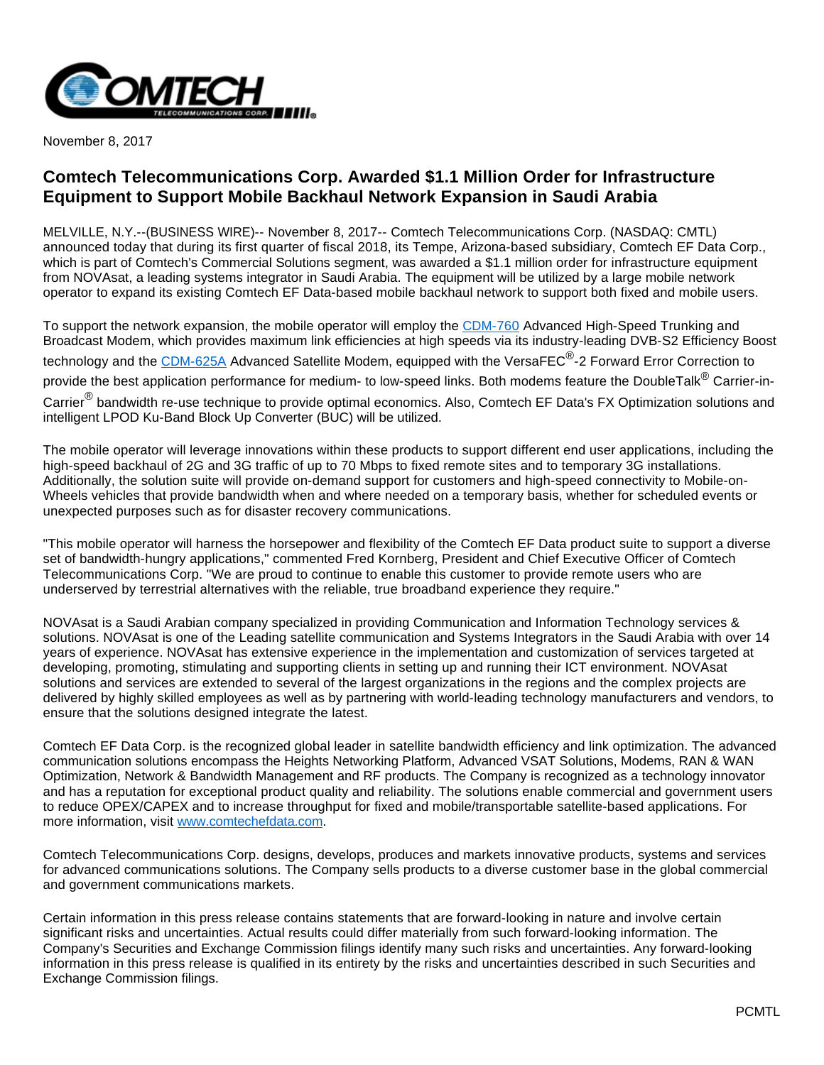November 8, 2017

# Comtech Telecommunications Corp. Awarded $1.1 Million Order for Infrastructure Equipment to Support Mobile Backhaul Network Expansion in Saudi Arabia

MELVILLE, N.Y.--(BUSINESS WIRE)-- November 8, 2017-- Comtech Telecommunications Corp. (NASDAQ: CMTL) announced today that during its first quarter of fiscal 2018, its Tempe, Arizona-based subsidiary, Comtech EF Data Corp., which is part of Comtech's Commercial Solutions segment, was awarded a $1.1 million order for infrastructure equipment from NOVAsat, a leading systems integrator in Saudi Arabia. The equipment will be utilized by a large mobile network operator to expand its existing Comtech EF Data-based mobile backhaul network to support both fixed and mobile users.

To support the network expansion, the mobile operator will employ the CDM-760 Advanced High-Speed Trunking and Broadcast Modem, which provides maximum link efficiencies at high speeds via its industry-leading DVB-S2 Efficiency Boost technology and the CDM-625A Advanced Satellite Modem, equipped with the VersaFEC®-2 Forward Error Correction to provide the best application performance for medium- to low-speed links. Both modems feature the DoubleTalk® Carrier-in-Carrier® bandwidth re-use technique to provide optimal economics. Also, Comtech EF Data's FX Optimization solutions and intelligent LPOD Ku-Band Block Up Converter (BUC) will be utilized.

The mobile operator will leverage innovations within these products to support different end user applications, including the high-speed backhaul of 2G and 3G traffic of up to 70 Mbps to fixed remote sites and to temporary 3G installations. Additionally, the solution suite will provide on-demand support for customers and high-speed connectivity to Mobile-on-Wheels vehicles that provide bandwidth when and where needed on a temporary basis, whether for scheduled events or unexpected purposes such as for disaster recovery communications.

"This mobile operator will harness the horsepower and flexibility of the Comtech EF Data product suite to support a diverse set of bandwidth-hungry applications," commented Fred Kornberg, President and Chief Executive Officer of Comtech Telecommunications Corp. "We are proud to continue to enable this customer to provide remote users who are underserved by terrestrial alternatives with the reliable, true broadband experience they require."

NOVAsat is a Saudi Arabian company specialized in providing Communication and Information Technology services & solutions. NOVAsat is one of the Leading satellite communication and Systems Integrators in the Saudi Arabia with over 14 years of experience. NOVAsat has extensive experience in the implementation and customization of services targeted at developing, promoting, stimulating and supporting clients in setting up and running their ICT environment. NOVAsat solutions and services are extended to several of the largest organizations in the regions and the complex projects are delivered by highly skilled employees as well as by partnering with world-leading technology manufacturers and vendors, to ensure that the solutions designed integrate the latest.

Comtech EF Data Corp. is the recognized global leader in satellite bandwidth efficiency and link optimization. The advanced communication solutions encompass the Heights Networking Platform, Advanced VSAT Solutions, Modems, RAN & WAN Optimization, Network & Bandwidth Management and RF products. The Company is recognized as a technology innovator and has a reputation for exceptional product quality and reliability. The solutions enable commercial and government users to reduce OPEX/CAPEX and to increase throughput for fixed and mobile/transportable satellite-based applications. For more information, visit www.comtechefdata.com.

Comtech Telecommunications Corp. designs, develops, produces and markets innovative products, systems and services for advanced communications solutions. The Company sells products to a diverse customer base in the global commercial and government communications markets.

Certain information in this press release contains statements that are forward-looking in nature and involve certain significant risks and uncertainties. Actual results could differ materially from such forward-looking information. The Company's Securities and Exchange Commission filings identify many such risks and uncertainties. Any forward-looking information in this press release is qualified in its entirety by the risks and uncertainties described in such Securities and Exchange Commission filings.

PCMTL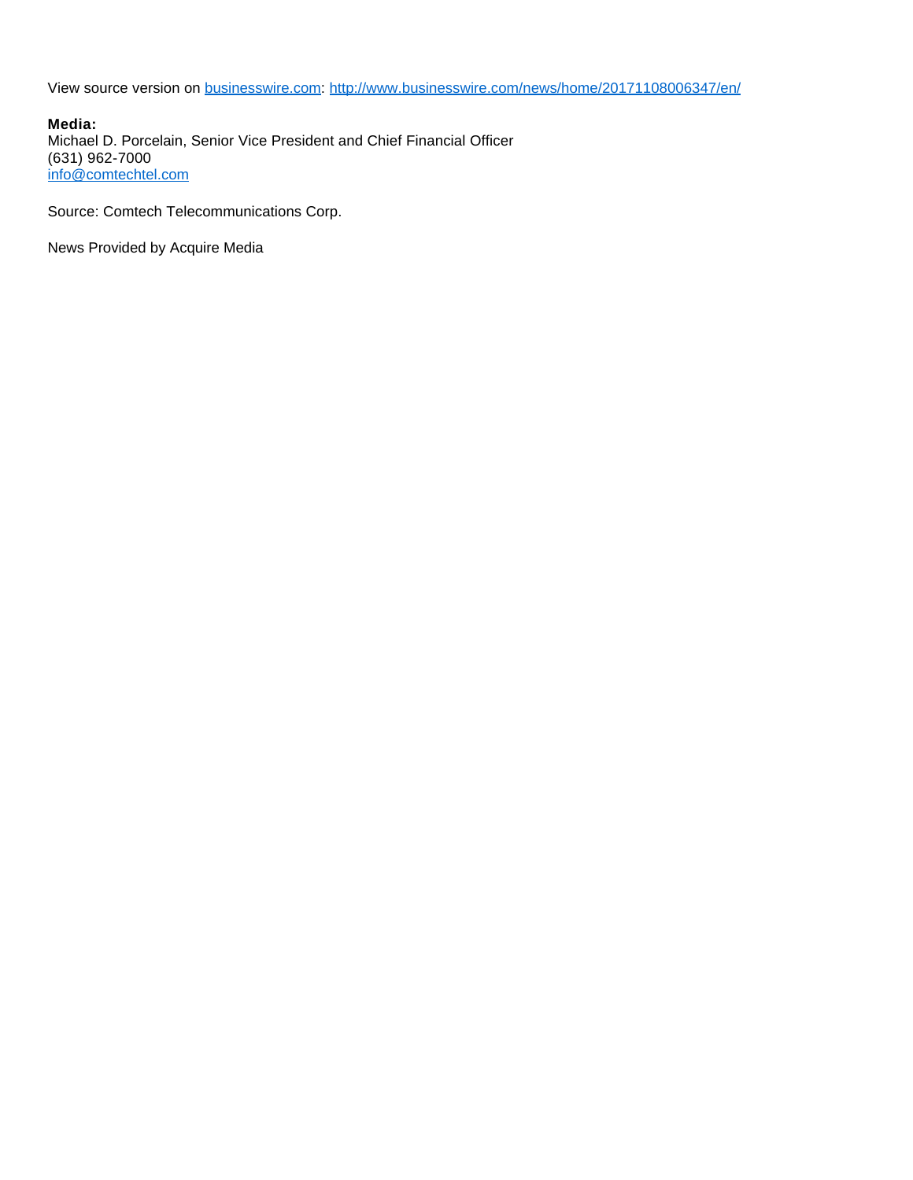View source version on [businesswire.com](http://www.businesswire.com): [http://www.businesswire.com/news/home/20171108006347/en/](http://www.businesswire.com/news/home/20171108006347/en/)

**Media:**
Michael D. Porcelain, Senior Vice President and Chief Financial Officer
(631) 962-7000
[info@comtechtel.com](mailto:info@comtechtel.com)

Source: Comtech Telecommunications Corp.

News Provided by Acquire Media